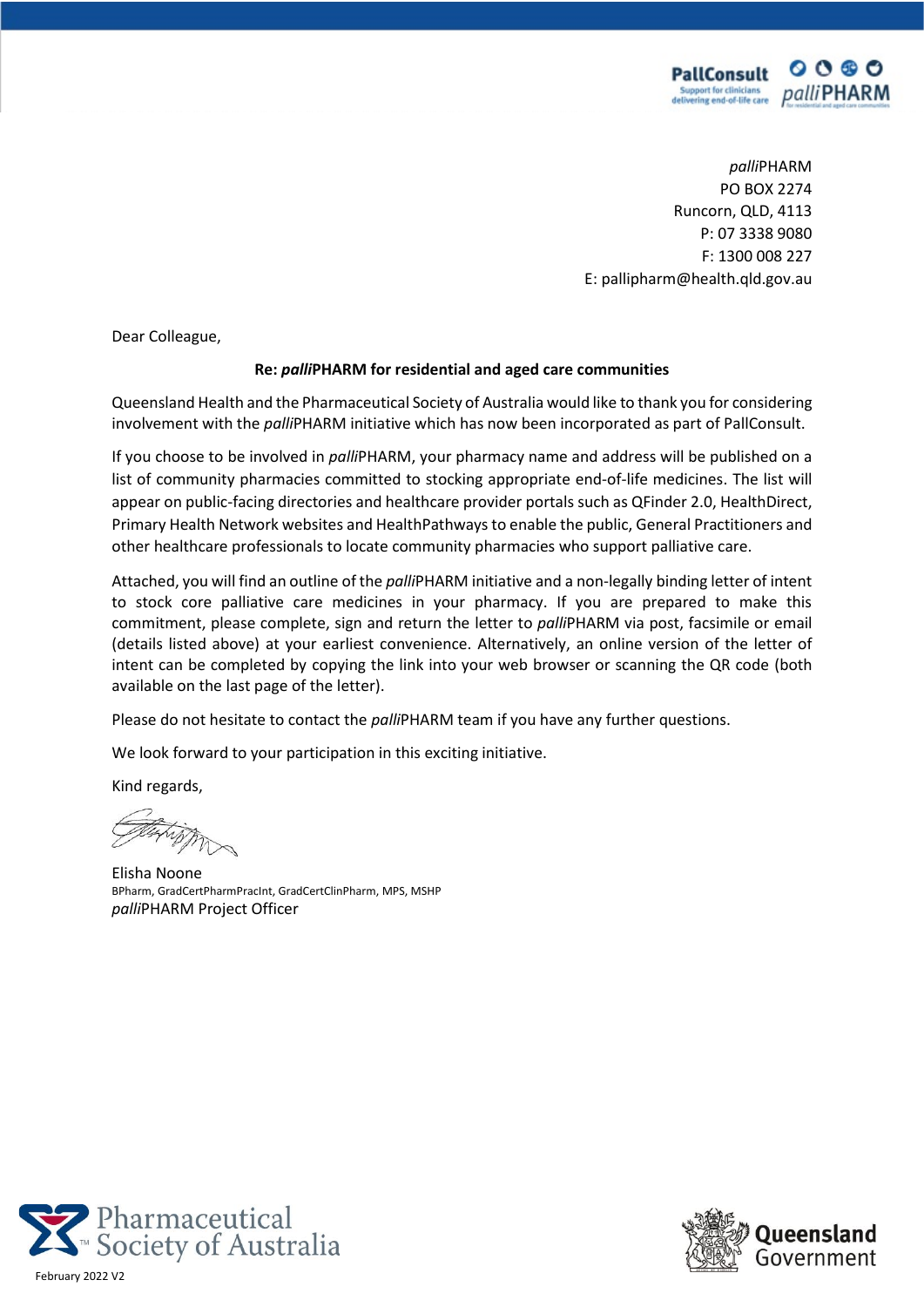*palli*PHARM
PO BOX 2274
Runcorn, QLD, 4113
P: 07 3338 9080
F: 1300 008 227
E: pallipharm@health.qld.gov.au

Dear Colleague,

**Re: *palli*PHARM for residential and aged care communities**

Queensland Health and the Pharmaceutical Society of Australia would like to thank you for considering involvement with the *palli*PHARM initiative which has now been incorporated as part of PallConsult.

If you choose to be involved in *palli*PHARM, your pharmacy name and address will be published on a list of community pharmacies committed to stocking appropriate end-of-life medicines. The list will appear on public-facing directories and healthcare provider portals such as QFinder 2.0, HealthDirect, Primary Health Network websites and HealthPathways to enable the public, General Practitioners and other healthcare professionals to locate community pharmacies who support palliative care.

Attached, you will find an outline of the *palli*PHARM initiative and a non-legally binding letter of intent to stock core palliative care medicines in your pharmacy. If you are prepared to make this commitment, please complete, sign and return the letter to *palli*PHARM via post, facsimile or email (details listed above) at your earliest convenience. Alternatively, an online version of the letter of intent can be completed by copying the link into your web browser or scanning the QR code (both available on the last page of the letter).

Please do not hesitate to contact the *palli*PHARM team if you have any further questions.

We look forward to your participation in this exciting initiative.

Kind regards,

Elisha Noone
BPharm, GradCertPharmPracInt, GradCertClinPharm, MPS, MSHP
*palli*PHARM Project Officer

February 2022 V2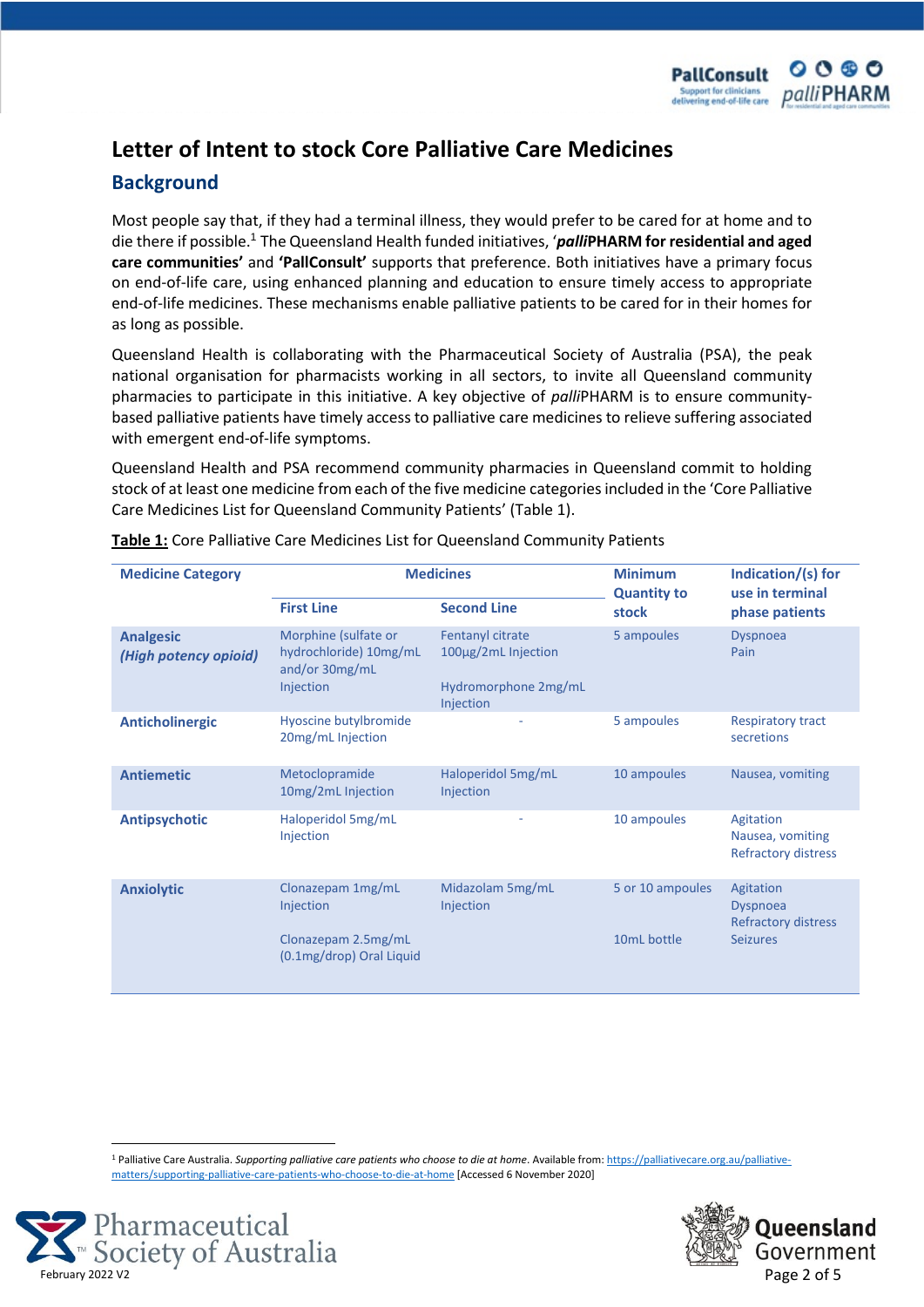// Page header logos omitted

# Letter of Intent to stock Core Palliative Care Medicines

## Background

Most people say that, if they had a terminal illness, they would prefer to be cared for at home and to die there if possible.[1] The Queensland Health funded initiatives, '***palli*PHARM for residential and aged care communities'** and **'PallConsult'** supports that preference. Both initiatives have a primary focus on end-of-life care, using enhanced planning and education to ensure timely access to appropriate end-of-life medicines. These mechanisms enable palliative patients to be cared for in their homes for as long as possible.

Queensland Health is collaborating with the Pharmaceutical Society of Australia (PSA), the peak national organisation for pharmacists working in all sectors, to invite all Queensland community pharmacies to participate in this initiative. A key objective of *palli*PHARM is to ensure community-based palliative patients have timely access to palliative care medicines to relieve suffering associated with emergent end-of-life symptoms.

Queensland Health and PSA recommend community pharmacies in Queensland commit to holding stock of at least one medicine from each of the five medicine categories included in the 'Core Palliative Care Medicines List for Queensland Community Patients' (Table 1).

**<u>Table 1:</u>** Core Palliative Care Medicines List for Queensland Community Patients

| Medicine Category | Medicines | | Minimum Quantity to stock | Indication/(s) for use in terminal phase patients |
|---|---|---|---|---|
| | First Line | Second Line | | |
| **Analgesic** ***(High potency opioid)*** | Morphine (sulfate or hydrochloride) 10mg/mL and/or 30mg/mL Injection | Fentanyl citrate 100µg/2mL Injection<br><br>Hydromorphone 2mg/mL Injection | 5 ampoules | Dyspnoea<br>Pain |
| **Anticholinergic** | Hyoscine butylbromide 20mg/mL Injection | - | 5 ampoules | Respiratory tract secretions |
| **Antiemetic** | Metoclopramide 10mg/2mL Injection | Haloperidol 5mg/mL Injection | 10 ampoules | Nausea, vomiting |
| **Antipsychotic** | Haloperidol 5mg/mL Injection | - | 10 ampoules | Agitation<br>Nausea, vomiting<br>Refractory distress |
| **Anxiolytic** | Clonazepam 1mg/mL Injection<br><br>Clonazepam 2.5mg/mL (0.1mg/drop) Oral Liquid | Midazolam 5mg/mL Injection | 5 or 10 ampoules<br><br>10mL bottle | Agitation<br>Dyspnoea<br>Refractory distress<br>Seizures |

[1] Palliative Care Australia. *Supporting palliative care patients who choose to die at home*. Available from: https://palliativecare.org.au/palliative-matters/supporting-palliative-care-patients-who-choose-to-die-at-home [Accessed 6 November 2020]

February 2022 V2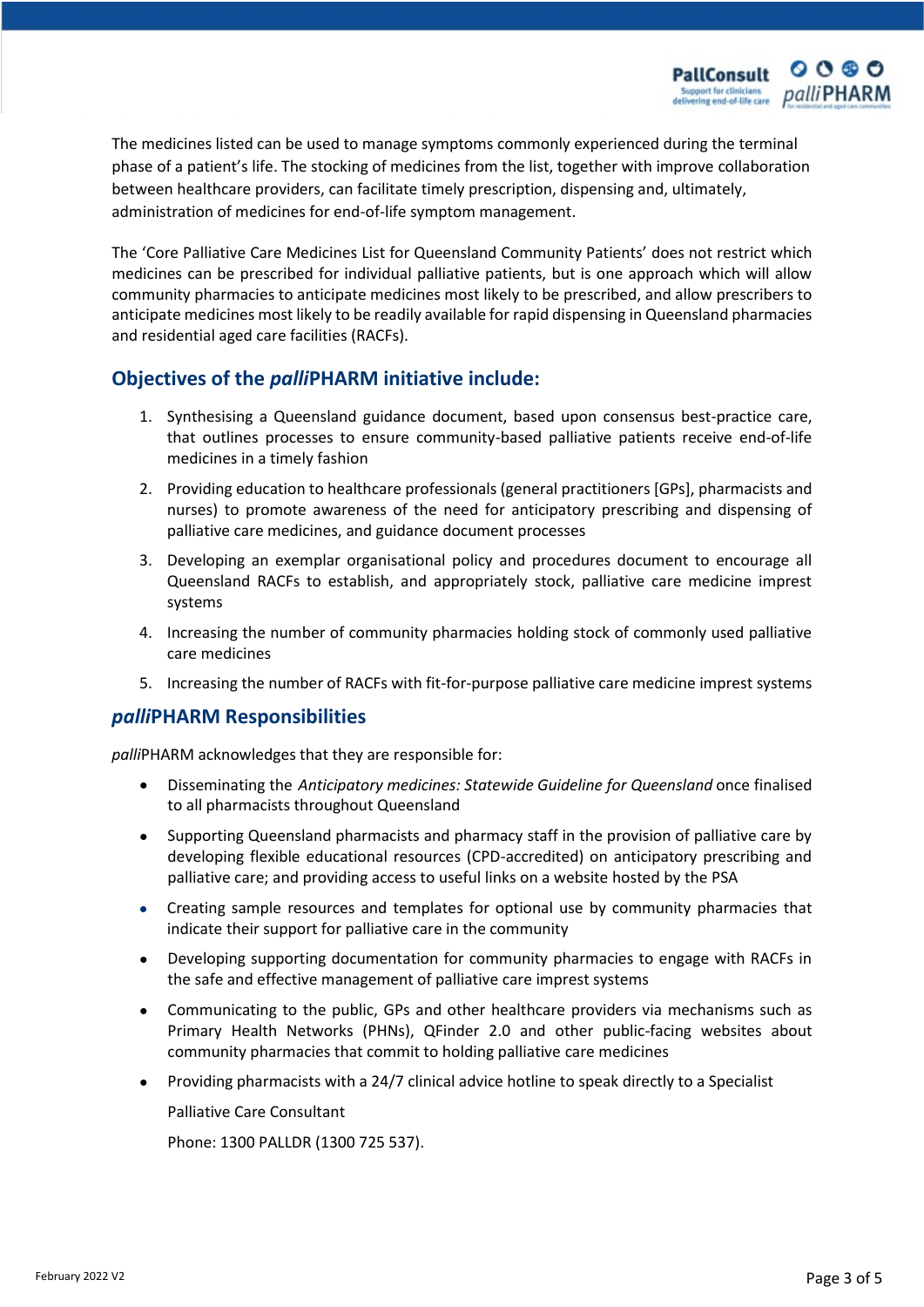The medicines listed can be used to manage symptoms commonly experienced during the terminal phase of a patient's life. The stocking of medicines from the list, together with improve collaboration between healthcare providers, can facilitate timely prescription, dispensing and, ultimately, administration of medicines for end-of-life symptom management.

The 'Core Palliative Care Medicines List for Queensland Community Patients' does not restrict which medicines can be prescribed for individual palliative patients, but is one approach which will allow community pharmacies to anticipate medicines most likely to be prescribed, and allow prescribers to anticipate medicines most likely to be readily available for rapid dispensing in Queensland pharmacies and residential aged care facilities (RACFs).

## Objectives of the *palli*PHARM initiative include:

1. Synthesising a Queensland guidance document, based upon consensus best-practice care, that outlines processes to ensure community-based palliative patients receive end-of-life medicines in a timely fashion
2. Providing education to healthcare professionals (general practitioners [GPs], pharmacists and nurses) to promote awareness of the need for anticipatory prescribing and dispensing of palliative care medicines, and guidance document processes
3. Developing an exemplar organisational policy and procedures document to encourage all Queensland RACFs to establish, and appropriately stock, palliative care medicine imprest systems
4. Increasing the number of community pharmacies holding stock of commonly used palliative care medicines
5. Increasing the number of RACFs with fit-for-purpose palliative care medicine imprest systems

## *palli*PHARM Responsibilities

*palli*PHARM acknowledges that they are responsible for:

- Disseminating the *Anticipatory medicines: Statewide Guideline for Queensland* once finalised to all pharmacists throughout Queensland
- Supporting Queensland pharmacists and pharmacy staff in the provision of palliative care by developing flexible educational resources (CPD-accredited) on anticipatory prescribing and palliative care; and providing access to useful links on a website hosted by the PSA
- Creating sample resources and templates for optional use by community pharmacies that indicate their support for palliative care in the community
- Developing supporting documentation for community pharmacies to engage with RACFs in the safe and effective management of palliative care imprest systems
- Communicating to the public, GPs and other healthcare providers via mechanisms such as Primary Health Networks (PHNs), QFinder 2.0 and other public-facing websites about community pharmacies that commit to holding palliative care medicines
- Providing pharmacists with a 24/7 clinical advice hotline to speak directly to a Specialist

  Palliative Care Consultant

  Phone: 1300 PALLDR (1300 725 537).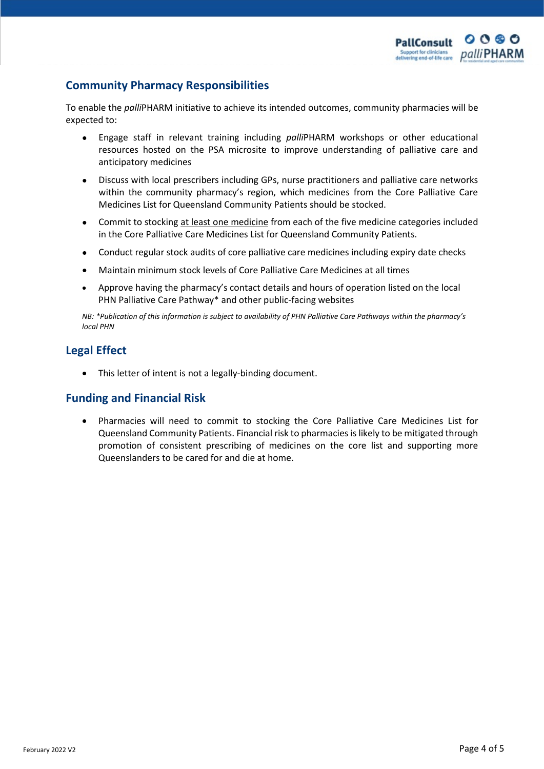## Community Pharmacy Responsibilities

To enable the *palli*PHARM initiative to achieve its intended outcomes, community pharmacies will be expected to:

- Engage staff in relevant training including *palli*PHARM workshops or other educational resources hosted on the PSA microsite to improve understanding of palliative care and anticipatory medicines
- Discuss with local prescribers including GPs, nurse practitioners and palliative care networks within the community pharmacy's region, which medicines from the Core Palliative Care Medicines List for Queensland Community Patients should be stocked.
- Commit to stocking <u>at least one medicine</u> from each of the five medicine categories included in the Core Palliative Care Medicines List for Queensland Community Patients.
- Conduct regular stock audits of core palliative care medicines including expiry date checks
- Maintain minimum stock levels of Core Palliative Care Medicines at all times
- Approve having the pharmacy's contact details and hours of operation listed on the local PHN Palliative Care Pathway* and other public-facing websites

*NB: *Publication of this information is subject to availability of PHN Palliative Care Pathways within the pharmacy's local PHN*

## Legal Effect

- This letter of intent is not a legally-binding document.

## Funding and Financial Risk

- Pharmacies will need to commit to stocking the Core Palliative Care Medicines List for Queensland Community Patients. Financial risk to pharmacies is likely to be mitigated through promotion of consistent prescribing of medicines on the core list and supporting more Queenslanders to be cared for and die at home.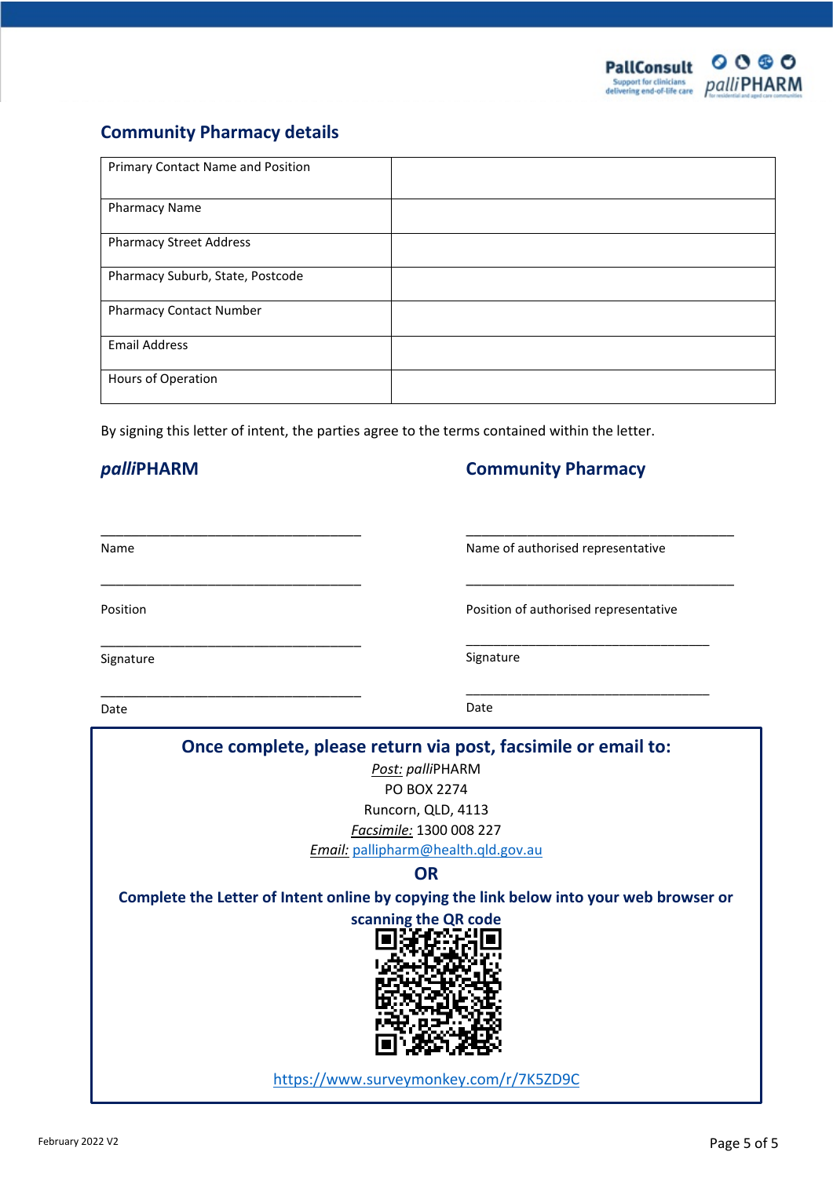## Community Pharmacy details

| | |
|---|---|
| Primary Contact Name and Position | |
| Pharmacy Name | |
| Pharmacy Street Address | |
| Pharmacy Suburb, State, Postcode | |
| Pharmacy Contact Number | |
| Email Address | |
| Hours of Operation | |

By signing this letter of intent, the parties agree to the terms contained within the letter.

### *palli*PHARM

_____________________________________

Name

_____________________________________

Position

_____________________________________

Signature

_____________________________________

Date

### Community Pharmacy

_____________________________________

Name of authorised representative

_____________________________________

Position of authorised representative

_____________________________________

Signature

_____________________________________

Date

### Once complete, please return via post, facsimile or email to:

*Post:* *palli*PHARM
PO BOX 2274
Runcorn, QLD, 4113

*Facsimile:* 1300 008 227

*Email:* pallipharm@health.qld.gov.au

**OR**

**Complete the Letter of Intent online by copying the link below into your web browser or scanning the QR code**

https://www.surveymonkey.com/r/7K5ZD9C

February 2022 V2